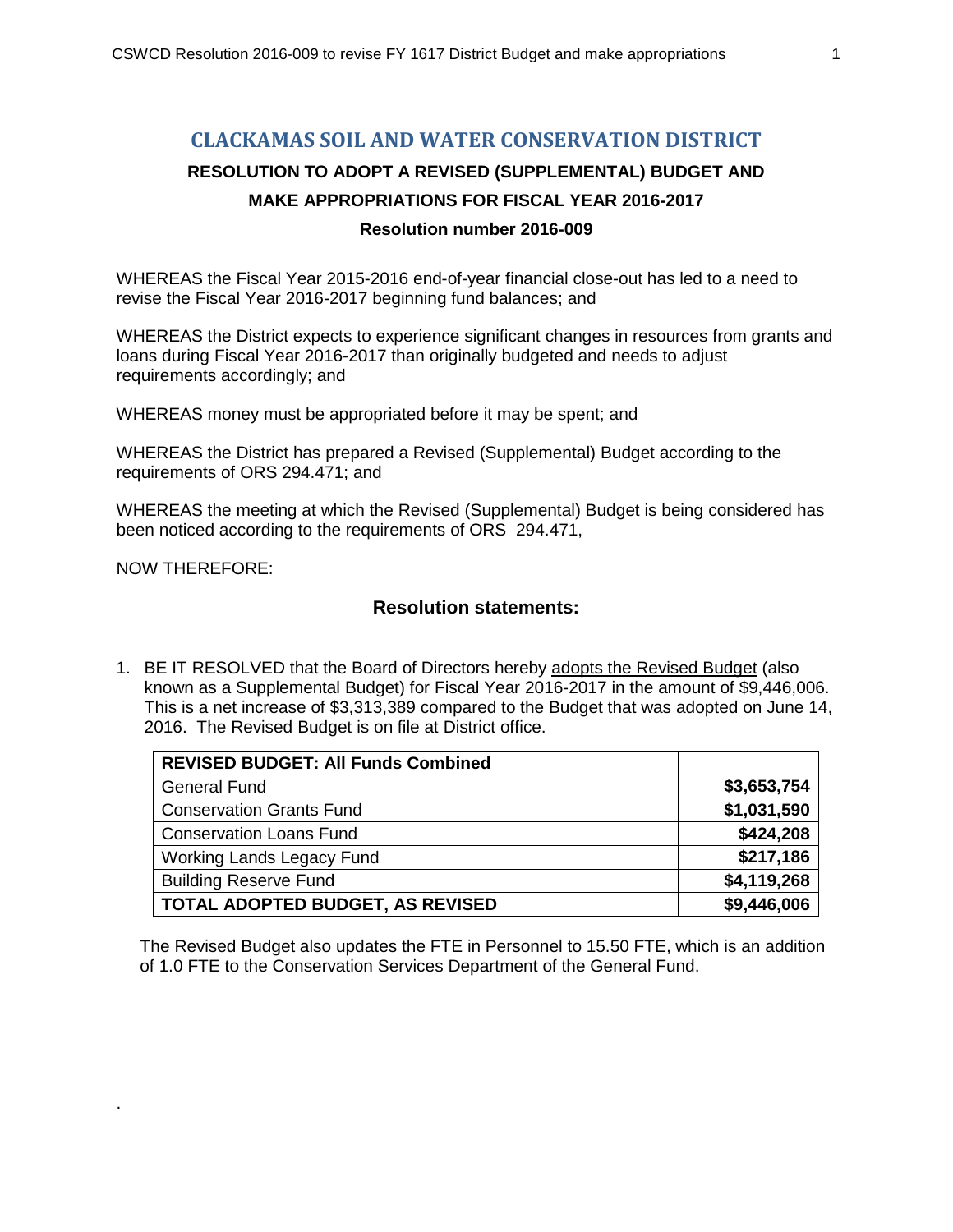# CLACKAMAS SOIL AND WATER CONSERVATION DISTRICT

## RESOLUTION TO ADOPT A REVISED (SUPPLEMENTAL) BUDGET AND MAKE APPROPRIATIONS FOR FISCAL YEAR 2016-2017

### Resolution number 2016-009

WHEREAS the Fiscal Year 2015-2016 end-of-year financial close-out has led to a need to revise the Fiscal Year 2016-2017 beginning fund balances; and

WHEREAS the District expects to experience significant changes in resources from grants and loans during Fiscal Year 2016-2017 than originally budgeted and needs to adjust requirements accordingly; and

WHEREAS money must be appropriated before it may be spent; and

WHEREAS the District has prepared a Revised (Supplemental) Budget according to the requirements of ORS 294.471; and

WHEREAS the meeting at which the Revised (Supplemental) Budget is being considered has been noticed according to the requirements of ORS 294.471,

NOW THEREFORE:

### Resolution statements:

1. BE IT RESOLVED that the Board of Directors hereby adopts the Revised Budget (also known as a Supplemental Budget) for Fiscal Year 2016-2017 in the amount of $9,446,006. This is a net increase of $3,313,389 compared to the Budget that was adopted on June 14, 2016. The Revised Budget is on file at District office.

| **REVISED BUDGET: All Funds Combined** | |
|---|---|
| General Fund | **$3,653,754** |
| Conservation Grants Fund | **$1,031,590** |
| Conservation Loans Fund | **$424,208** |
| Working Lands Legacy Fund | **$217,186** |
| Building Reserve Fund | **$4,119,268** |
| **TOTAL ADOPTED BUDGET, AS REVISED** | **$9,446,006** |

The Revised Budget also updates the FTE in Personnel to 15.50 FTE, which is an addition of 1.0 FTE to the Conservation Services Department of the General Fund.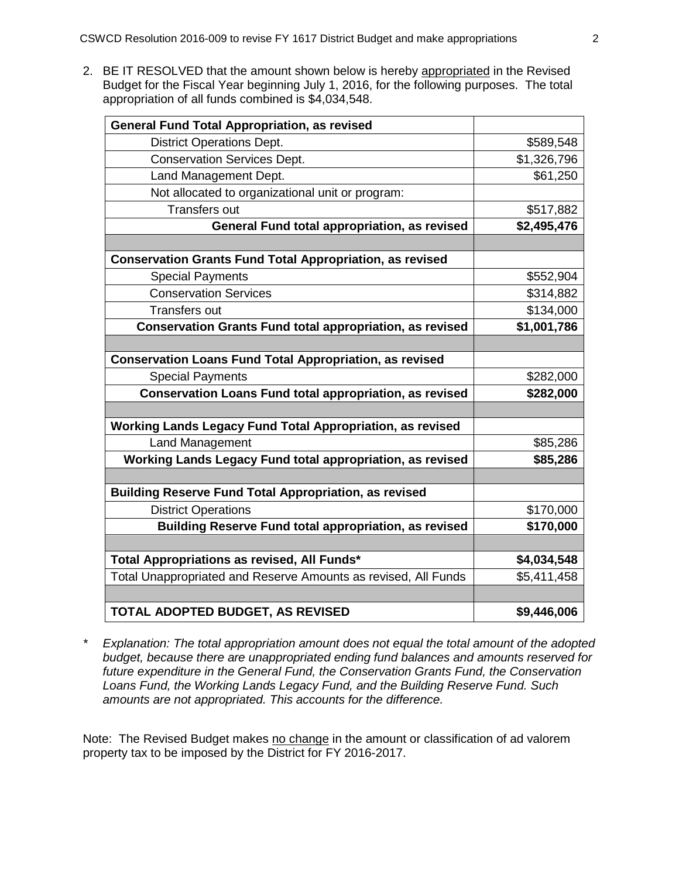2. BE IT RESOLVED that the amount shown below is hereby <u>appropriated</u> in the Revised Budget for the Fiscal Year beginning July 1, 2016, for the following purposes. The total appropriation of all funds combined is $4,034,548.

| **General Fund Total Appropriation, as revised** | |
|---|---|
| District Operations Dept. | $589,548 |
| Conservation Services Dept. | $1,326,796 |
| Land Management Dept. | $61,250 |
| Not allocated to organizational unit or program: | |
| Transfers out | $517,882 |
| **General Fund total appropriation, as revised** | **$2,495,476** |
| | |
| **Conservation Grants Fund Total Appropriation, as revised** | |
| Special Payments | $552,904 |
| Conservation Services | $314,882 |
| Transfers out | $134,000 |
| **Conservation Grants Fund total appropriation, as revised** | **$1,001,786** |
| | |
| **Conservation Loans Fund Total Appropriation, as revised** | |
| Special Payments | $282,000 |
| **Conservation Loans Fund total appropriation, as revised** | **$282,000** |
| | |
| **Working Lands Legacy Fund Total Appropriation, as revised** | |
| Land Management | $85,286 |
| **Working Lands Legacy Fund total appropriation, as revised** | **$85,286** |
| | |
| **Building Reserve Fund Total Appropriation, as revised** | |
| District Operations | $170,000 |
| **Building Reserve Fund total appropriation, as revised** | **$170,000** |
| | |
| **Total Appropriations as revised, All Funds*** | **$4,034,548** |
| Total Unappropriated and Reserve Amounts as revised, All Funds | $5,411,458 |
| | |
| **TOTAL ADOPTED BUDGET, AS REVISED** | **$9,446,006** |

\* *Explanation: The total appropriation amount does not equal the total amount of the adopted budget, because there are unappropriated ending fund balances and amounts reserved for future expenditure in the General Fund, the Conservation Grants Fund, the Conservation Loans Fund, the Working Lands Legacy Fund, and the Building Reserve Fund. Such amounts are not appropriated. This accounts for the difference.*

Note: The Revised Budget makes <u>no change</u> in the amount or classification of ad valorem property tax to be imposed by the District for FY 2016-2017.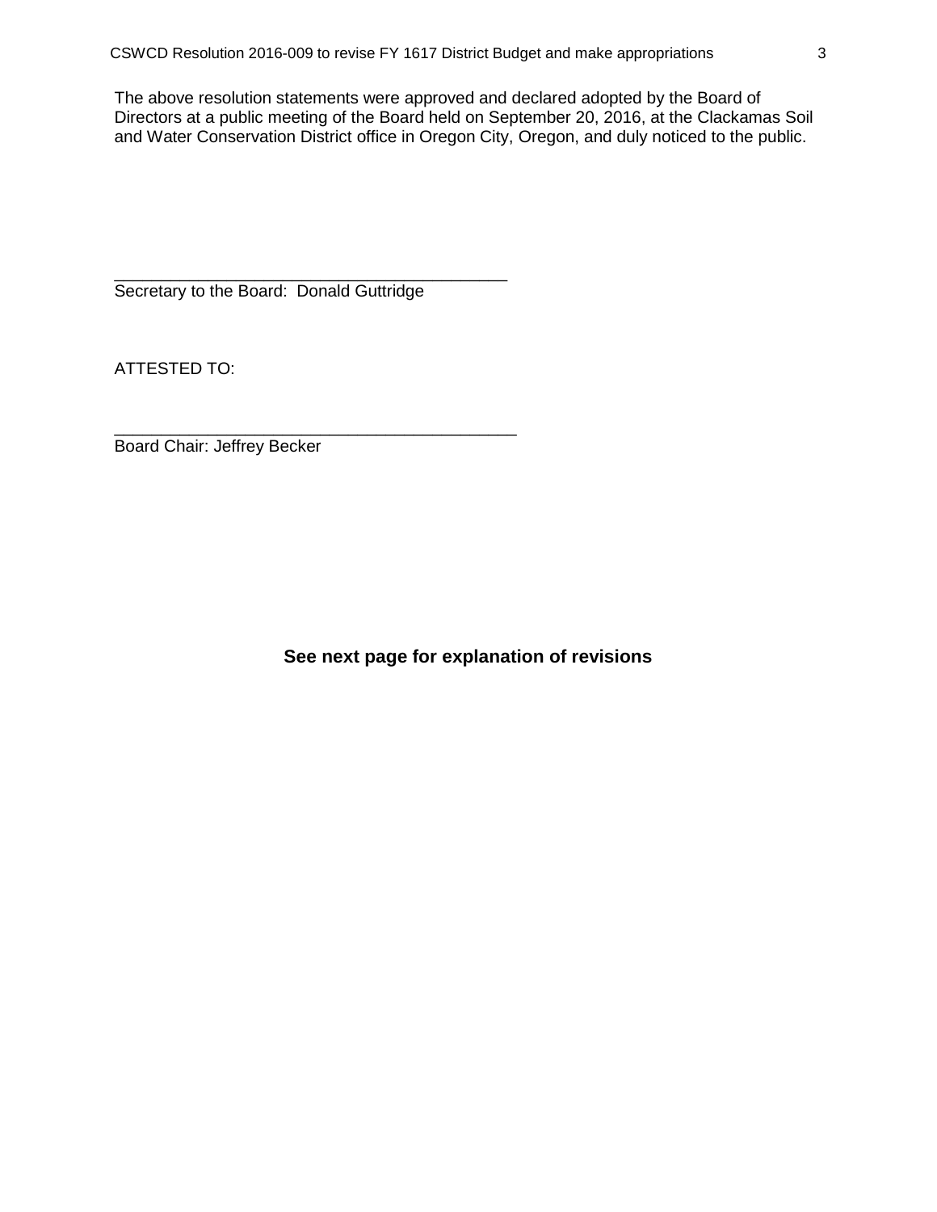The above resolution statements were approved and declared adopted by the Board of Directors at a public meeting of the Board held on September 20, 2016, at the Clackamas Soil and Water Conservation District office in Oregon City, Oregon, and duly noticed to the public.

\_\_\_\_\_\_\_\_\_\_\_\_\_\_\_\_\_\_\_\_\_\_\_\_\_\_\_\_\_\_\_\_\_\_\_\_\_\_\_\_\_\_

Secretary to the Board: Donald Guttridge

ATTESTED TO:

\_\_\_\_\_\_\_\_\_\_\_\_\_\_\_\_\_\_\_\_\_\_\_\_\_\_\_\_\_\_\_\_\_\_\_\_\_\_\_\_\_\_

Board Chair: Jeffrey Becker

**See next page for explanation of revisions**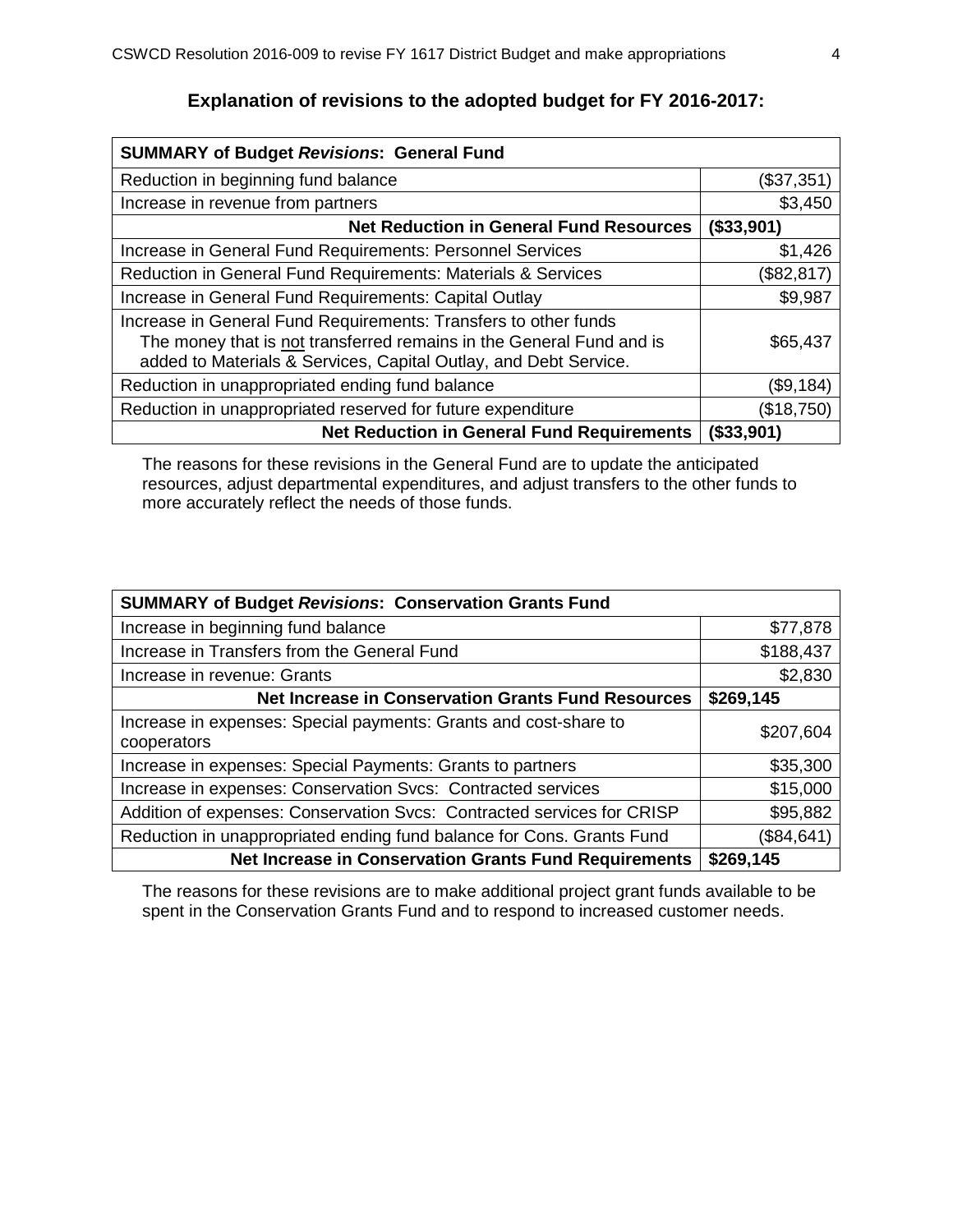## Explanation of revisions to the adopted budget for FY 2016-2017:

| SUMMARY of Budget *Revisions*: General Fund | |
|---|---|
| Reduction in beginning fund balance | ($37,351) |
| Increase in revenue from partners | $3,450 |
| **Net Reduction in General Fund Resources** | **($33,901)** |
| Increase in General Fund Requirements: Personnel Services | $1,426 |
| Reduction in General Fund Requirements: Materials & Services | ($82,817) |
| Capital Outlay (Increase in General Fund Requirements) | $9,987 |
| Increase in General Fund Requirements: Transfers to other funds The money that is not transferred remains in the General Fund and is added to Materials & Services, Capital Outlay, and Debt Service. | $65,437 |
| Reduction in unappropriated ending fund balance | ($9,184) |
| Reduction in unappropriated reserved for future expenditure | ($18,750) |
| **Net Reduction in General Fund Requirements** | **($33,901)** |

The reasons for these revisions in the General Fund are to update the anticipated resources, adjust departmental expenditures, and adjust transfers to the other funds to more accurately reflect the needs of those funds.

| SUMMARY of Budget *Revisions*: Conservation Grants Fund | |
|---|---|
| Increase in beginning fund balance | $77,878 |
| Increase in Transfers from the General Fund | $188,437 |
| Increase in revenue: Grants | $2,830 |
| **Net Increase in Conservation Grants Fund Resources** | **$269,145** |
| Increase in expenses: Special payments: Grants and cost-share to cooperators | $207,604 |
| Increase in expenses: Special Payments: Grants to partners | $35,300 |
| Increase in expenses: Conservation Svcs: Contracted services | $15,000 |
| Addition of expenses: Conservation Svcs: Contracted services for CRISP | $95,882 |
| Reduction in unappropriated ending fund balance for Cons. Grants Fund | ($84,641) |
| **Net Increase in Conservation Grants Fund Requirements** | **$269,145** |

The reasons for these revisions are to make additional project grant funds available to be spent in the Conservation Grants Fund and to respond to increased customer needs.

## Explanation of revisions to the adopted budget for FY 2016-2017:

| SUMMARY of Budget *Revisions*: General Fund | |
|---|---|
| Reduction in beginning fund balance | ($37,351) |
| Increase in revenue from partners | $3,450 |
| **Net Reduction in General Fund Resources** | **($33,901)** |
| Increase in General Fund Requirements: Personnel Services | $1,426 |
| Reduction in General Fund Requirements: Materials & Services | ($82,817) |
| Increase in General Fund Requirements: Capital Outlay | $9,987 |
| Increase in General Fund Requirements: Transfers to other funds The money that is not transferred remains in the General Fund and is added to Materials & Services, Capital Outlay, and Debt Service. | $65,437 |
| Reduction in unappropriated ending fund balance | ($9,184) |
| Reduction in unappropriated reserved for future expenditure | ($18,750) |
| **Net Reduction in General Fund Requirements** | **($33,901)** |

The reasons for these revisions in the General Fund are to update the anticipated resources, adjust departmental expenditures, and adjust transfers to the other funds to more accurately reflect the needs of those funds.

| SUMMARY of Budget *Revisions*: Conservation Grants Fund | |
|---|---|
| Increase in beginning fund balance | $77,878 |
| Increase in Transfers from the General Fund | $188,437 |
| Increase in revenue: Grants | $2,830 |
| **Net Increase in Conservation Grants Fund Resources** | **$269,145** |
| Increase in expenses: Special payments: Grants and cost-share to cooperators | $207,604 |
| Increase in expenses: Special Payments: Grants to partners | $35,300 |
| Increase in expenses: Conservation Svcs: Contracted services | $15,000 |
| Addition of expenses: Conservation Svcs: Contracted services for CRISP | $95,882 |
| Reduction in unappropriated ending fund balance for Cons. Grants Fund | ($84,641) |
| **Net Increase in Conservation Grants Fund Requirements** | **$269,145** |

The reasons for these revisions are to make additional project grant funds available to be spent in the Conservation Grants Fund and to respond to increased customer needs.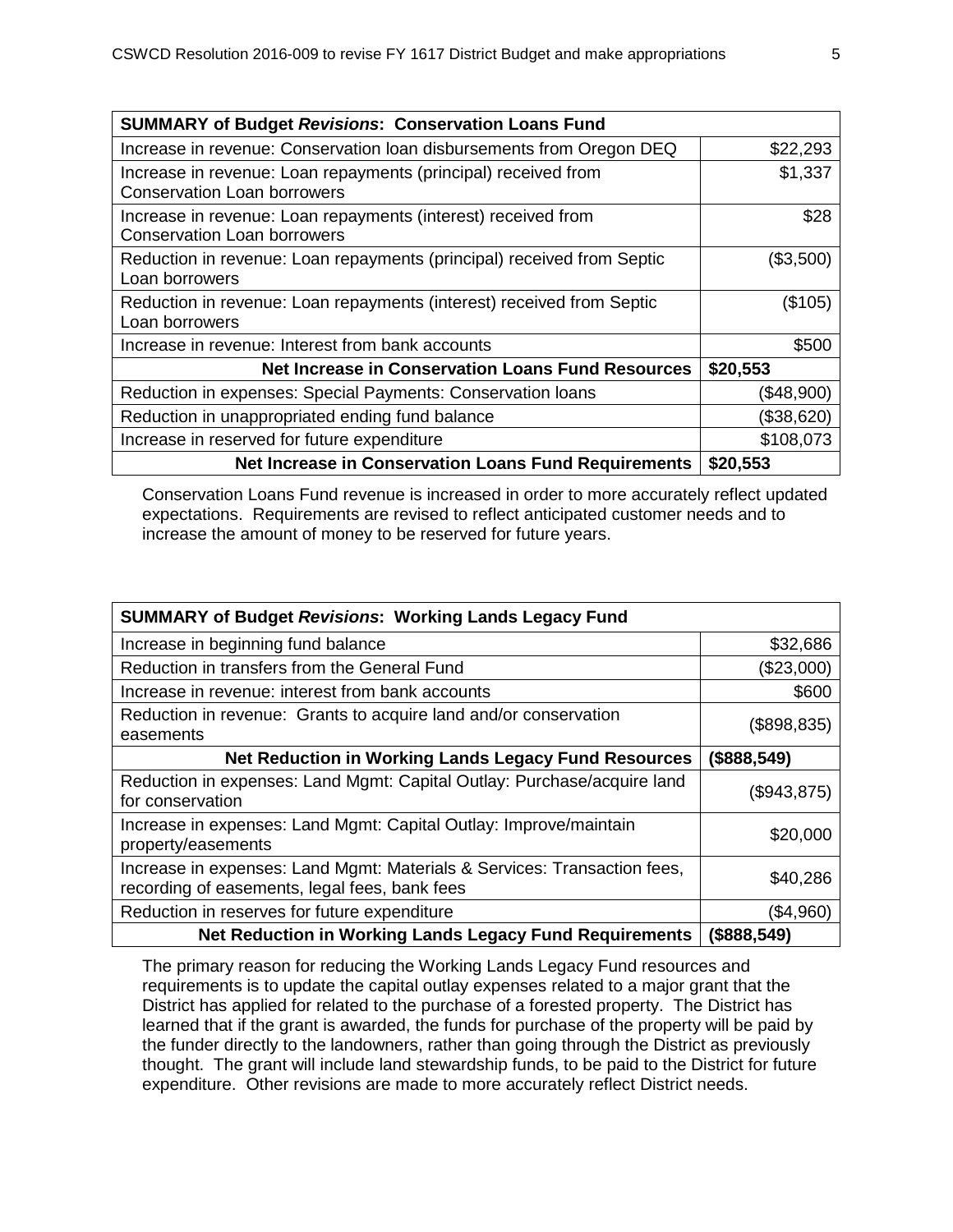| **SUMMARY of Budget *Revisions*: Conservation Loans Fund** | |
|---|---|
| Increase in revenue: Conservation loan disbursements from Oregon DEQ | $22,293 |
| Increase in revenue: Loan repayments (principal) received from Conservation Loan borrowers | $1,337 |
| Increase in revenue: Loan repayments (interest) received from Conservation Loan borrowers | $28 |
| Reduction in revenue: Loan repayments (principal) received from Septic Loan borrowers | ($3,500) |
| Reduction in revenue: Loan repayments (interest) received from Septic Loan borrowers | ($105) |
| Increase in revenue: Interest from bank accounts | $500 |
| **Net Increase in Conservation Loans Fund Resources** | **$20,553** |
| Reduction in expenses: Special Payments: Conservation loans | ($48,900) |
| Reduction in unappropriated ending fund balance | ($38,620) |
| Increase in reserved for future expenditure | $108,073 |
| **Net Increase in Conservation Loans Fund Requirements** | **$20,553** |

Conservation Loans Fund revenue is increased in order to more accurately reflect updated expectations. Requirements are revised to reflect anticipated customer needs and to increase the amount of money to be reserved for future years.

| **SUMMARY of Budget *Revisions*: Working Lands Legacy Fund** | |
|---|---|
| Increase in beginning fund balance | $32,686 |
| Reduction in transfers from the General Fund | ($23,000) |
| Increase in revenue: interest from bank accounts | $600 |
| Reduction in revenue: Grants to acquire land and/or conservation easements | ($898,835) |
| **Net Reduction in Working Lands Legacy Fund Resources** | **($888,549)** |
| Reduction in expenses: Land Mgmt: Capital Outlay: Purchase/acquire land for conservation | ($943,875) |
| Increase in expenses: Land Mgmt: Capital Outlay: Improve/maintain property/easements | $20,000 |
| Increase in expenses: Land Mgmt: Materials & Services: Transaction fees, recording of easements, legal fees, bank fees | $40,286 |
| Reduction in reserves for future expenditure | ($4,960) |
| **Net Reduction in Working Lands Legacy Fund Requirements** | **($888,549)** |

The primary reason for reducing the Working Lands Legacy Fund resources and requirements is to update the capital outlay expenses related to a major grant that the District has applied for related to the purchase of a forested property. The District has learned that if the grant is awarded, the funds for purchase of the property will be paid by the funder directly to the landowners, rather than going through the District as previously thought. The grant will include land stewardship funds, to be paid to the District for future expenditure. Other revisions are made to more accurately reflect District needs.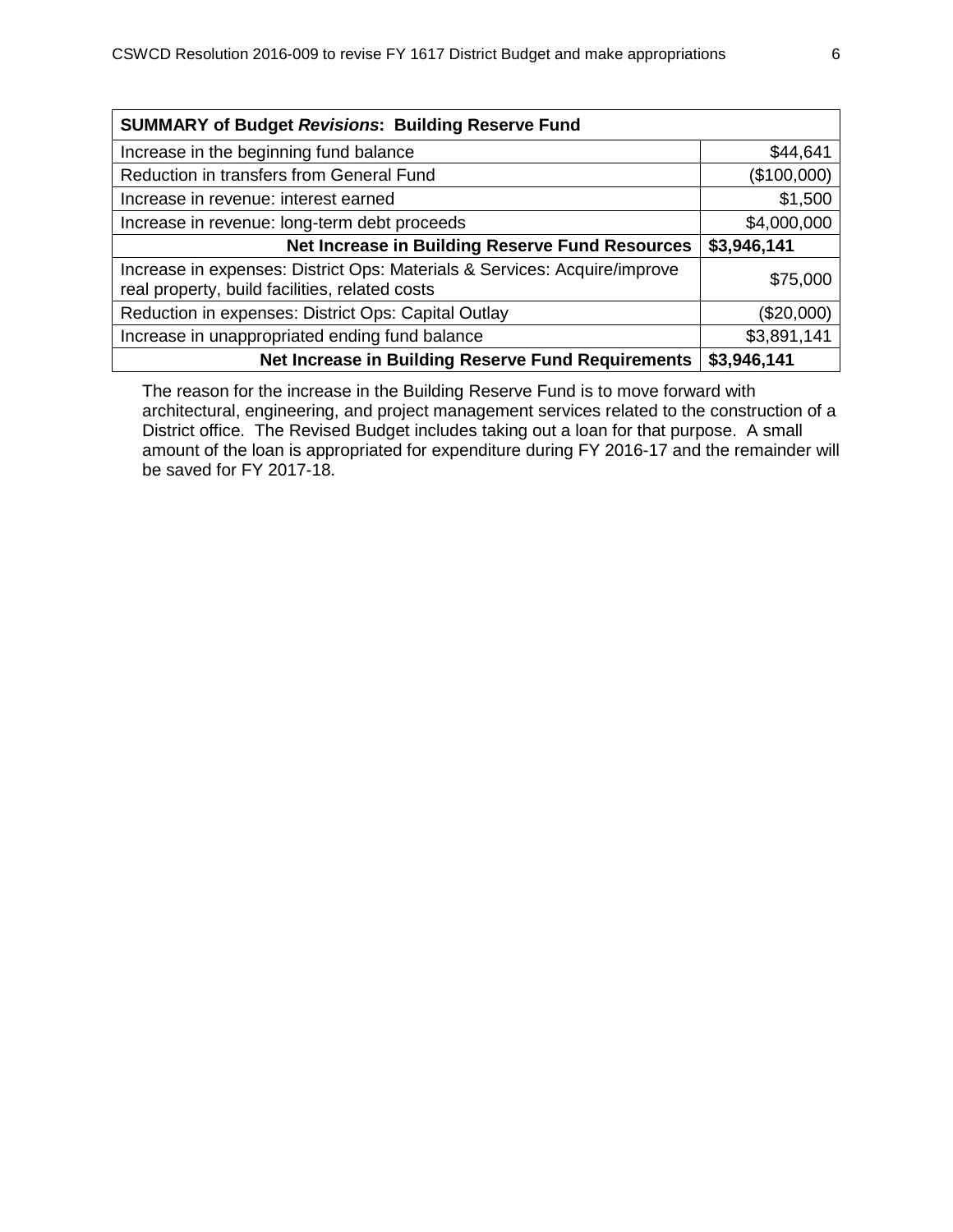| **SUMMARY of Budget *Revisions*: Building Reserve Fund** | |
|---|---|
| Increase in the beginning fund balance | $44,641 |
| Reduction in transfers from General Fund | ($100,000) |
| Increase in revenue: interest earned | $1,500 |
| Increase in revenue: long-term debt proceeds | $4,000,000 |
| **Net Increase in Building Reserve Fund Resources** | **$3,946,141** |
| Increase in expenses: District Ops: Materials & Services: Acquire/improve real property, build facilities, related costs | $75,000 |
| Reduction in expenses: District Ops: Capital Outlay | ($20,000) |
| Increase in unappropriated ending fund balance | $3,891,141 |
| **Net Increase in Building Reserve Fund Requirements** | **$3,946,141** |

The reason for the increase in the Building Reserve Fund is to move forward with architectural, engineering, and project management services related to the construction of a District office. The Revised Budget includes taking out a loan for that purpose. A small amount of the loan is appropriated for expenditure during FY 2016-17 and the remainder will be saved for FY 2017-18.